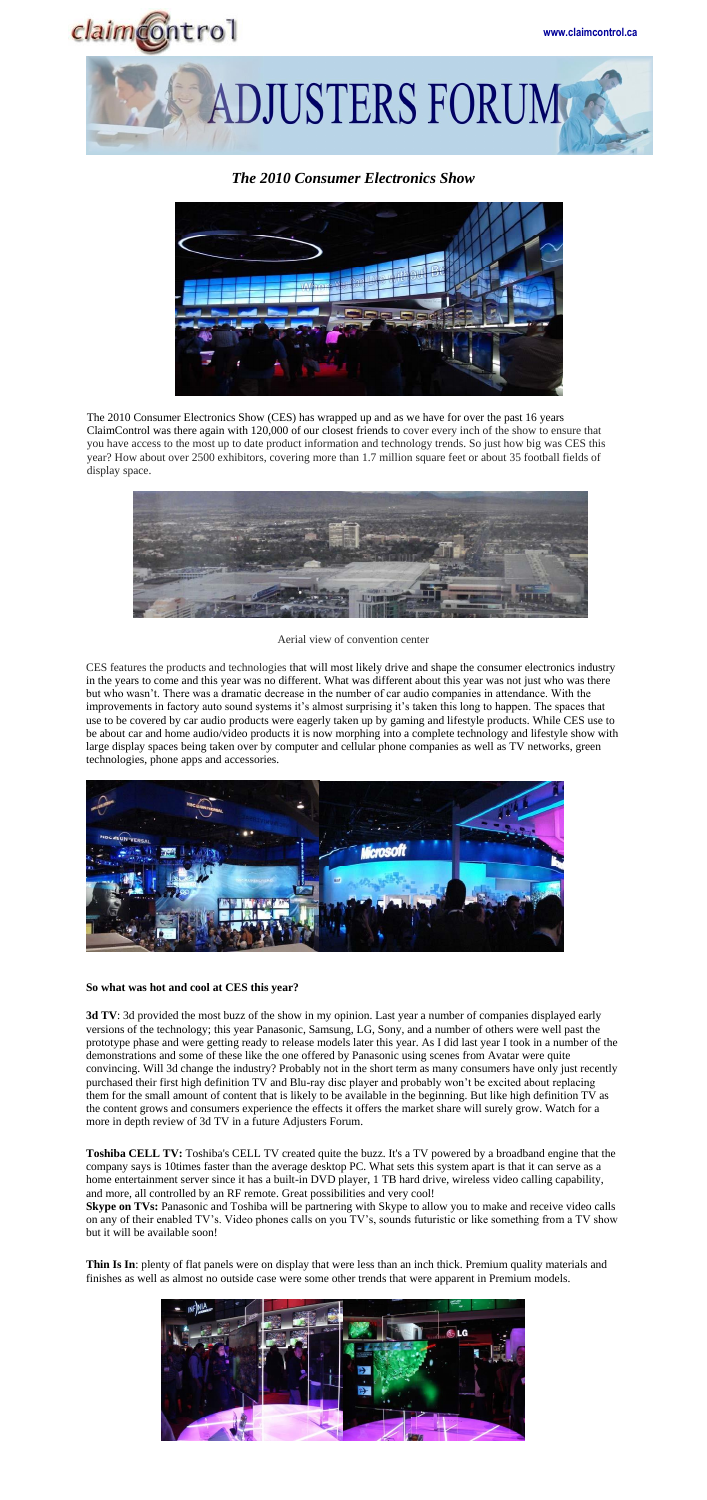# ADJUSTERS FORUM

## *The 2010 Consumer Electronics Show*

The 2010 Consumer Electronics Show (CES) has wrapped up and as we have for over the past 16 years ClaimControl was there again with 120,000 of our closest friends to cover every inch of the show to ensure that you have access to the most up to date product information and technology trends. So just how big was CES this year? How about over 2500 exhibitors, covering more than 1.7 million square feet or about 35 football fields of display space.

Aerial view of convention center

CES features the products and technologies that will most likely drive and shape the consumer electronics industry in the years to come and this year was no different. What was different about this year was not just who was there but who wasn't. There was a dramatic decrease in the number of car audio companies in attendance. With the improvements in factory auto sound systems it's almost surprising it's taken this long to happen. The spaces that use to be covered by car audio products were eagerly taken up by gaming and lifestyle products. While CES use to be about car and home audio/video products it is now morphing into a complete technology and lifestyle show with large display spaces being taken over by computer and cellular phone companies as well as TV networks, green technologies, phone apps and accessories.

**So what was hot and cool at CES this year?**

**3d TV**: 3d provided the most buzz of the show in my opinion. Last year a number of companies displayed early versions of the technology; this year Panasonic, Samsung, LG, Sony, and a number of others were well past the prototype phase and were getting ready to release models later this year. As I did last year I took in a number of the demonstrations and some of these like the one offered by Panasonic using scenes from Avatar were quite convincing. Will 3d change the industry? Probably not in the short term as many consumers have only just recently purchased their first high definition TV and Blu-ray disc player and probably won't be excited about replacing them for the small amount of content that is likely to be available in the beginning. But like high definition TV as the content grows and consumers experience the effects it offers the market share will surely grow. Watch for a more in depth review of 3d TV in a future Adjusters Forum.

**Toshiba CELL TV:** Toshiba's CELL TV created quite the buzz. It's a TV powered by a broadband engine that the company says is 10times faster than the average desktop PC. What sets this system apart is that it can serve as a home entertainment server since it has a built-in DVD player, 1 TB hard drive, wireless video calling capability, and more, all controlled by an RF remote. Great possibilities and very cool!

**Skype on TVs:** Panasonic and Toshiba will be partnering with Skype to allow you to make and receive video calls on any of their enabled TV's. Video phones calls on you TV's, sounds futuristic or like something from a TV show but it will be available soon!

**Thin Is In**: plenty of flat panels were on display that were less than an inch thick. Premium quality materials and finishes as well as almost no outside case were some other trends that were apparent in Premium models.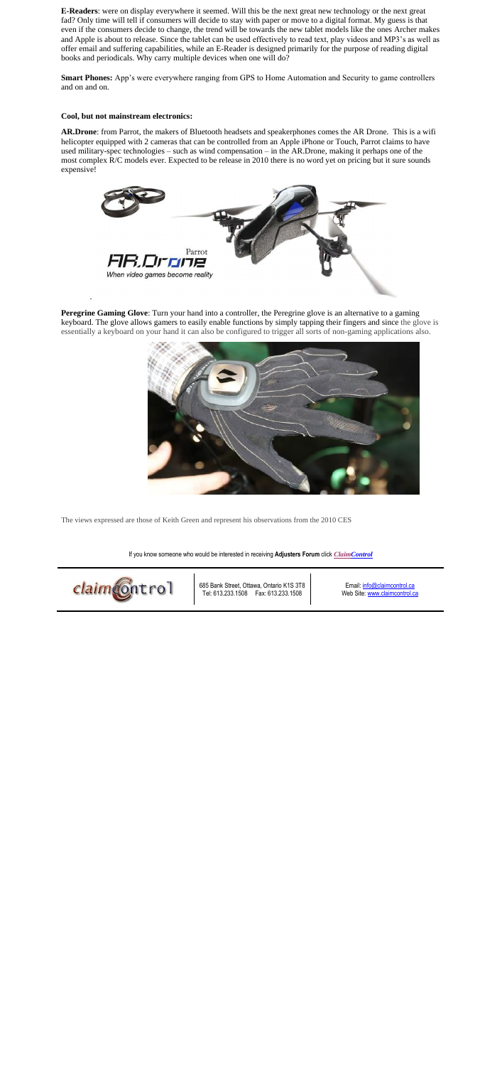**E-Readers**: were on display everywhere it seemed. Will this be the next great new technology or the next great fad? Only time will tell if consumers will decide to stay with paper or move to a digital format. My guess is that even if the consumers decide to change, the trend will be towards the new tablet models like the ones Archer makes and Apple is about to release. Since the tablet can be used effectively to read text, play videos and MP3's as well as offer email and suffering capabilities, while an E-Reader is designed primarily for the purpose of reading digital books and periodicals. Why carry multiple devices when one will do?

**Smart Phones:** App's were everywhere ranging from GPS to Home Automation and Security to game controllers and on and on.

**Cool, but not mainstream electronics:**

**AR.Drone**: from Parrot, the makers of Bluetooth headsets and speakerphones comes the AR Drone. This is a wifi helicopter equipped with 2 cameras that can be controlled from an Apple iPhone or Touch, Parrot claims to have used military-spec technologies – such as wind compensation – in the AR.Drone, making it perhaps one of the most complex R/C models ever. Expected to be release in 2010 there is no word yet on pricing but it sure sounds expensive!

**Peregrine Gaming Glove**: Turn your hand into a controller, the Peregrine glove is an alternative to a gaming keyboard. The glove allows gamers to easily enable functions by simply tapping their fingers and since the glove is essentially a keyboard on your hand it can also be configured to trigger all sorts of non-gaming applications also.

The views expressed are those of Keith Green and represent his observations from the 2010 CES

If you know someone who would be interested in receiving **Adjusters Forum** click *ClaimControl*

claimcontrol

685 Bank Street, Ottawa, Ontario K1S 3T8
Tel: 613.233.1508 Fax: 613.233.1508

Email: info@claimcontrol.ca
Web Site: www.claimcontrol.ca